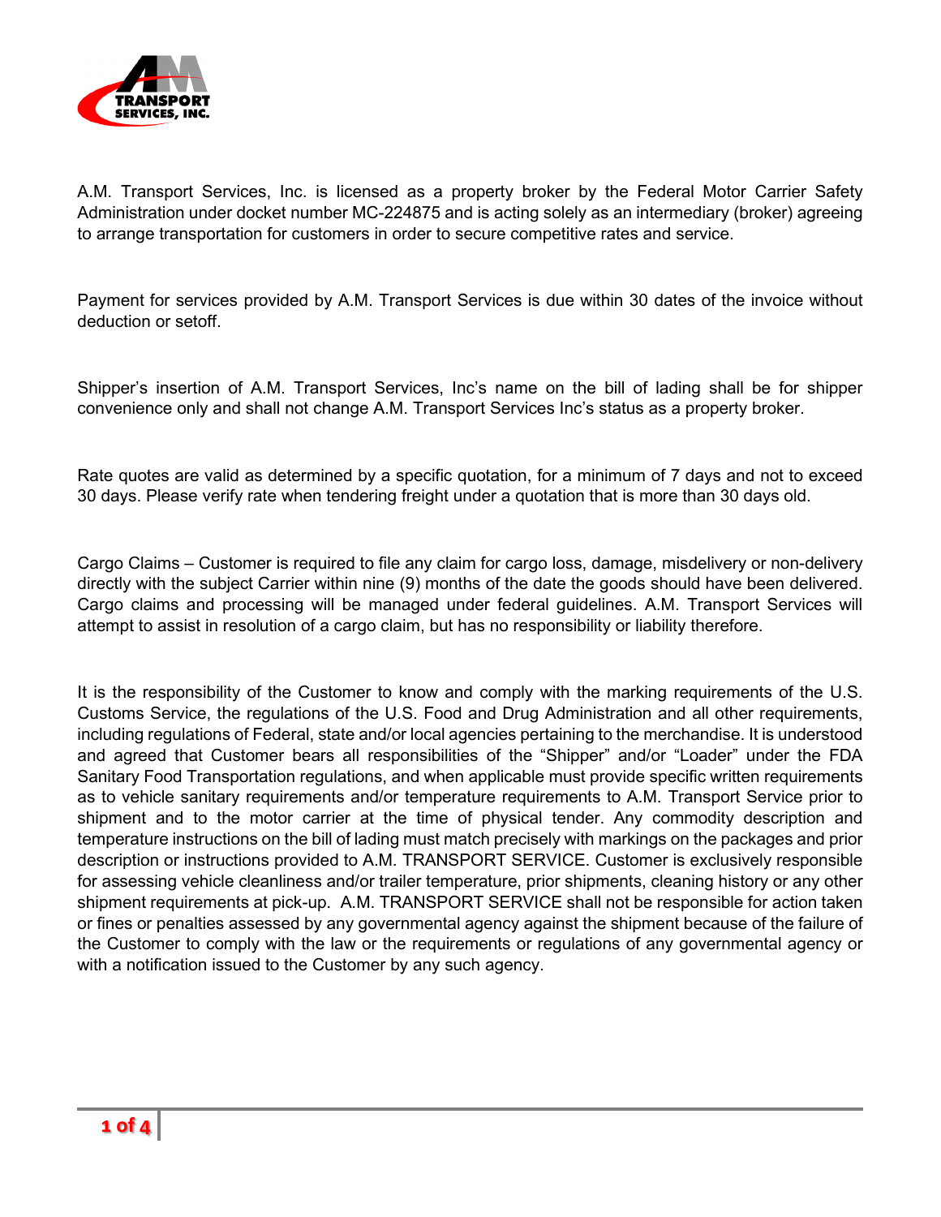A.M. Transport Services, Inc. is licensed as a property broker by the Federal Motor Carrier Safety Administration under docket number MC-224875 and is acting solely as an intermediary (broker) agreeing to arrange transportation for customers in order to secure competitive rates and service.

Payment for services provided by A.M. Transport Services is due within 30 dates of the invoice without deduction or setoff.

Shipper's insertion of A.M. Transport Services, Inc's name on the bill of lading shall be for shipper convenience only and shall not change A.M. Transport Services Inc's status as a property broker.

Rate quotes are valid as determined by a specific quotation, for a minimum of 7 days and not to exceed 30 days. Please verify rate when tendering freight under a quotation that is more than 30 days old.

Cargo Claims – Customer is required to file any claim for cargo loss, damage, misdelivery or non-delivery directly with the subject Carrier within nine (9) months of the date the goods should have been delivered. Cargo claims and processing will be managed under federal guidelines. A.M. Transport Services will attempt to assist in resolution of a cargo claim, but has no responsibility or liability therefore.

It is the responsibility of the Customer to know and comply with the marking requirements of the U.S. Customs Service, the regulations of the U.S. Food and Drug Administration and all other requirements, including regulations of Federal, state and/or local agencies pertaining to the merchandise. It is understood and agreed that Customer bears all responsibilities of the "Shipper" and/or "Loader" under the FDA Sanitary Food Transportation regulations, and when applicable must provide specific written requirements as to vehicle sanitary requirements and/or temperature requirements to A.M. Transport Service prior to shipment and to the motor carrier at the time of physical tender. Any commodity description and temperature instructions on the bill of lading must match precisely with markings on the packages and prior description or instructions provided to A.M. TRANSPORT SERVICE. Customer is exclusively responsible for assessing vehicle cleanliness and/or trailer temperature, prior shipments, cleaning history or any other shipment requirements at pick-up. A.M. TRANSPORT SERVICE shall not be responsible for action taken or fines or penalties assessed by any governmental agency against the shipment because of the failure of the Customer to comply with the law or the requirements or regulations of any governmental agency or with a notification issued to the Customer by any such agency.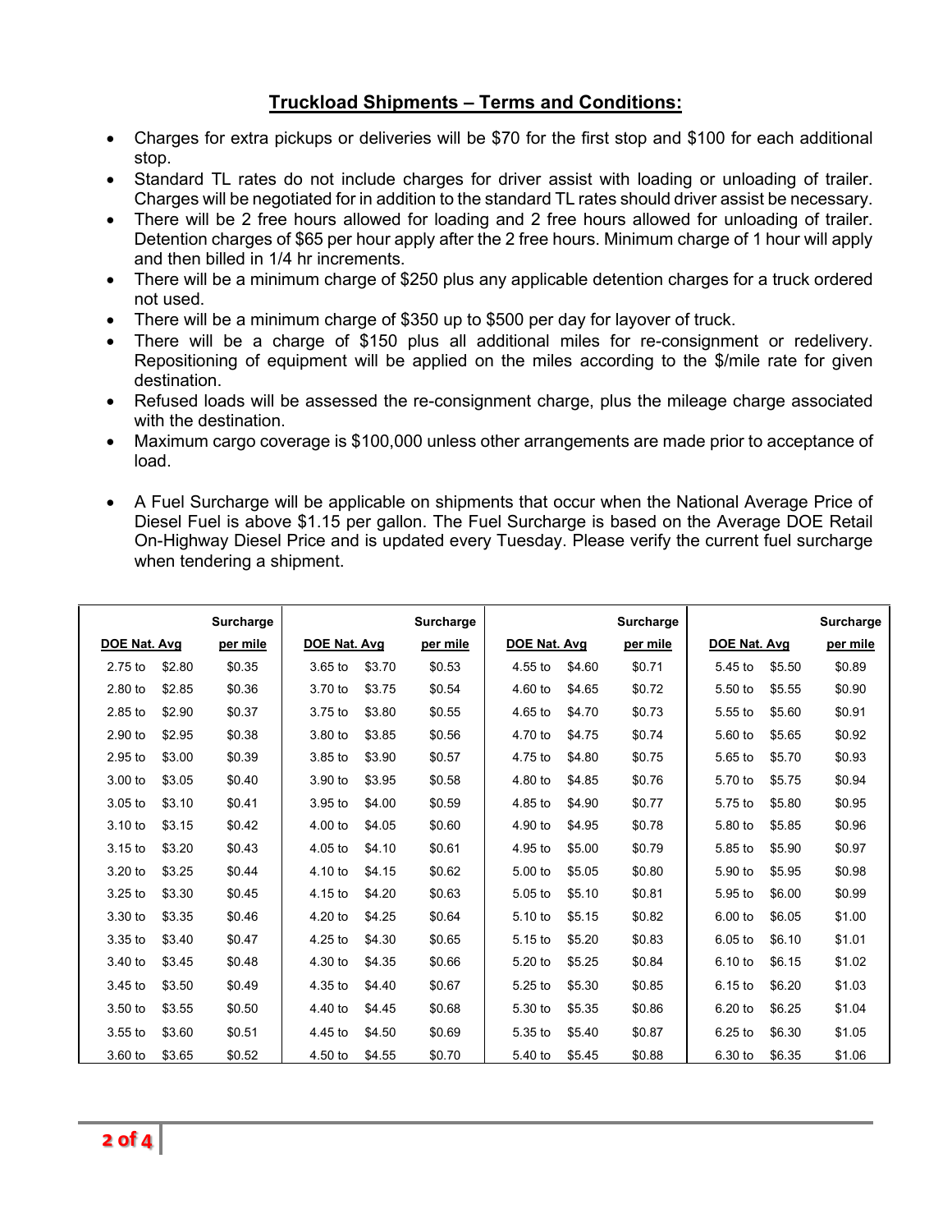## Truckload Shipments – Terms and Conditions:

- Charges for extra pickups or deliveries will be $70 for the first stop and $100 for each additional stop.
- Standard TL rates do not include charges for driver assist with loading or unloading of trailer. Charges will be negotiated for in addition to the standard TL rates should driver assist be necessary.
- There will be 2 free hours allowed for loading and 2 free hours allowed for unloading of trailer. Detention charges of $65 per hour apply after the 2 free hours. Minimum charge of 1 hour will apply and then billed in 1/4 hr increments.
- There will be a minimum charge of $250 plus any applicable detention charges for a truck ordered not used.
- There will be a minimum charge of $350 up to $500 per day for layover of truck.
- There will be a charge of $150 plus all additional miles for re-consignment or redelivery. Repositioning of equipment will be applied on the miles according to the $/mile rate for given destination.
- Refused loads will be assessed the re-consignment charge, plus the mileage charge associated with the destination.
- Maximum cargo coverage is $100,000 unless other arrangements are made prior to acceptance of load.
- A Fuel Surcharge will be applicable on shipments that occur when the National Average Price of Diesel Fuel is above $1.15 per gallon. The Fuel Surcharge is based on the Average DOE Retail On-Highway Diesel Price and is updated every Tuesday. Please verify the current fuel surcharge when tendering a shipment.

| DOE Nat. Avg | Surcharge per mile | DOE Nat. Avg | Surcharge per mile | DOE Nat. Avg | Surcharge per mile | DOE Nat. Avg | Surcharge per mile |
|---|---|---|---|---|---|---|---|
| 2.75 to $2.80 | $0.35 | 3.65 to $3.70 | $0.53 | 4.55 to $4.60 | $0.71 | 5.45 to $5.50 | $0.89 |
| 2.80 to $2.85 | $0.36 | 3.70 to $3.75 | $0.54 | 4.60 to $4.65 | $0.72 | 5.50 to $5.55 | $0.90 |
| 2.85 to $2.90 | $0.37 | 3.75 to $3.80 | $0.55 | 4.65 to $4.70 | $0.73 | 5.55 to $5.60 | $0.91 |
| 2.90 to $2.95 | $0.38 | 3.80 to $3.85 | $0.56 | 4.70 to $4.75 | $0.74 | 5.60 to $5.65 | $0.92 |
| 2.95 to $3.00 | $0.39 | 3.85 to $3.90 | $0.57 | 4.75 to $4.80 | $0.75 | 5.65 to $5.70 | $0.93 |
| 3.00 to $3.05 | $0.40 | 3.90 to $3.95 | $0.58 | 4.80 to $4.85 | $0.76 | 5.70 to $5.75 | $0.94 |
| 3.05 to $3.10 | $0.41 | 3.95 to $4.00 | $0.59 | 4.85 to $4.90 | $0.77 | 5.75 to $5.80 | $0.95 |
| 3.10 to $3.15 | $0.42 | 4.00 to $4.05 | $0.60 | 4.90 to $4.95 | $0.78 | 5.80 to $5.85 | $0.96 |
| 3.15 to $3.20 | $0.43 | 4.05 to $4.10 | $0.61 | 4.95 to $5.00 | $0.79 | 5.85 to $5.90 | $0.97 |
| 3.20 to $3.25 | $0.44 | 4.10 to $4.15 | $0.62 | 5.00 to $5.05 | $0.80 | 5.90 to $5.95 | $0.98 |
| 3.25 to $3.30 | $0.45 | 4.15 to $4.20 | $0.63 | 5.05 to $5.10 | $0.81 | 5.95 to $6.00 | $0.99 |
| 3.30 to $3.35 | $0.46 | 4.20 to $4.25 | $0.64 | 5.10 to $5.15 | $0.82 | 6.00 to $6.05 | $1.00 |
| 3.35 to $3.40 | $0.47 | 4.25 to $4.30 | $0.65 | 5.15 to $5.20 | $0.83 | 6.05 to $6.10 | $1.01 |
| 3.40 to $3.45 | $0.48 | 4.30 to $4.35 | $0.66 | 5.20 to $5.25 | $0.84 | 6.10 to $6.15 | $1.02 |
| 3.45 to $3.50 | $0.49 | 4.35 to $4.40 | $0.67 | 5.25 to $5.30 | $0.85 | 6.15 to $6.20 | $1.03 |
| 3.50 to $3.55 | $0.50 | 4.40 to $4.45 | $0.68 | 5.30 to $5.35 | $0.86 | 6.20 to $6.25 | $1.04 |
| 3.55 to $3.60 | $0.51 | 4.45 to $4.50 | $0.69 | 5.35 to $5.40 | $0.87 | 6.25 to $6.30 | $1.05 |
| 3.60 to $3.65 | $0.52 | 4.50 to $4.55 | $0.70 | 5.40 to $5.45 | $0.88 | 6.30 to $6.35 | $1.06 |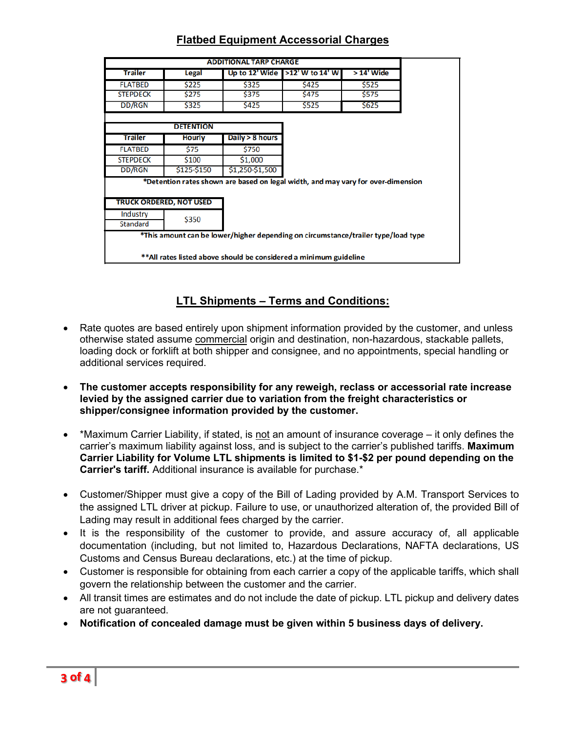## Flatbed Equipment Accessorial Charges

| ADDITIONAL TARP CHARGE | | | | |
|---|---|---|---|---|
| Trailer | Legal | Up to 12' Wide | >12' W to 14' W | > 14' Wide |
| FLATBED | $225 | $325 | $425 | $525 |
| STEPDECK | $275 | $375 | $475 | $575 |
| DD/RGN | $325 | $425 | $525 | $625 |

| DETENTION | | |
|---|---|---|
| Trailer | Hourly | Daily > 8 hours |
| FLATBED | $75 | $750 |
| STEPDECK | $100 | $1,000 |
| DD/RGN | $125-$150 | $1,250-$1,500 |

*Detention rates shown are based on legal width, and may vary for over-dimension

| TRUCK ORDERED, NOT USED | |
|---|---|
| Industry Standard | $350 |

*This amount can be lower/higher depending on circumstance/trailer type/load type

**All rates listed above should be considered a minimum guideline

## LTL Shipments – Terms and Conditions:

- Rate quotes are based entirely upon shipment information provided by the customer, and unless otherwise stated assume commercial origin and destination, non-hazardous, stackable pallets, loading dock or forklift at both shipper and consignee, and no appointments, special handling or additional services required.

- **The customer accepts responsibility for any reweigh, reclass or accessorial rate increase levied by the assigned carrier due to variation from the freight characteristics or shipper/consignee information provided by the customer.**

- *Maximum Carrier Liability, if stated, is not an amount of insurance coverage – it only defines the carrier's maximum liability against loss, and is subject to the carrier's published tariffs. **Maximum Carrier Liability for Volume LTL shipments is limited to $1-$2 per pound depending on the Carrier's tariff.** Additional insurance is available for purchase.*

- Customer/Shipper must give a copy of the Bill of Lading provided by A.M. Transport Services to the assigned LTL driver at pickup. Failure to use, or unauthorized alteration of, the provided Bill of Lading may result in additional fees charged by the carrier.
- It is the responsibility of the customer to provide, and assure accuracy of, all applicable documentation (including, but not limited to, Hazardous Declarations, NAFTA declarations, US Customs and Census Bureau declarations, etc.) at the time of pickup.
- Customer is responsible for obtaining from each carrier a copy of the applicable tariffs, which shall govern the relationship between the customer and the carrier.
- All transit times are estimates and do not include the date of pickup. LTL pickup and delivery dates are not guaranteed.
- **Notification of concealed damage must be given within 5 business days of delivery.**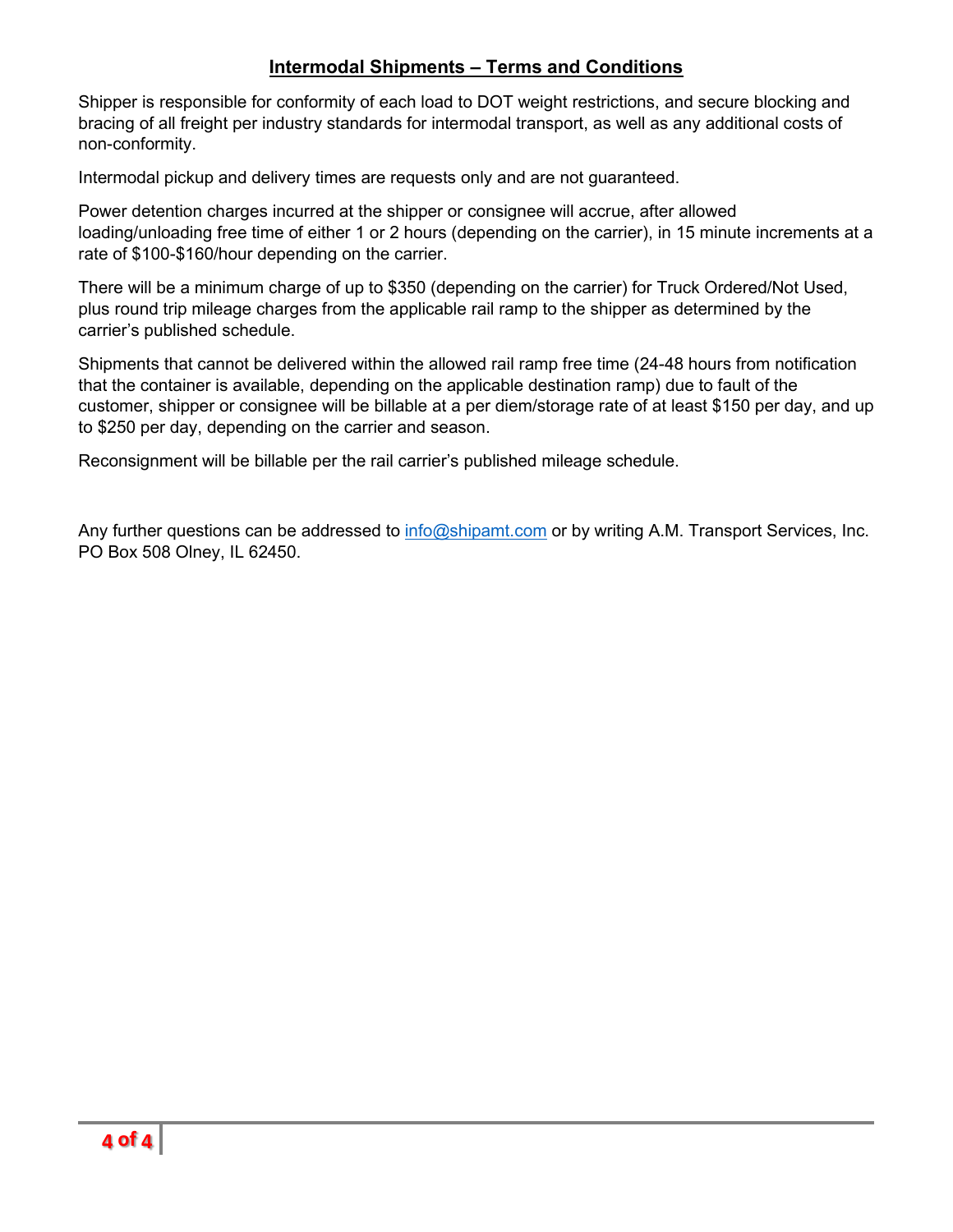## Intermodal Shipments – Terms and Conditions

Shipper is responsible for conformity of each load to DOT weight restrictions, and secure blocking and bracing of all freight per industry standards for intermodal transport, as well as any additional costs of non-conformity.

Intermodal pickup and delivery times are requests only and are not guaranteed.

Power detention charges incurred at the shipper or consignee will accrue, after allowed loading/unloading free time of either 1 or 2 hours (depending on the carrier), in 15 minute increments at a rate of $100-$160/hour depending on the carrier.

There will be a minimum charge of up to $350 (depending on the carrier) for Truck Ordered/Not Used, plus round trip mileage charges from the applicable rail ramp to the shipper as determined by the carrier's published schedule.

Shipments that cannot be delivered within the allowed rail ramp free time (24-48 hours from notification that the container is available, depending on the applicable destination ramp) due to fault of the customer, shipper or consignee will be billable at a per diem/storage rate of at least $150 per day, and up to $250 per day, depending on the carrier and season.

Reconsignment will be billable per the rail carrier's published mileage schedule.

Any further questions can be addressed to info@shipamt.com or by writing A.M. Transport Services, Inc. PO Box 508 Olney, IL 62450.